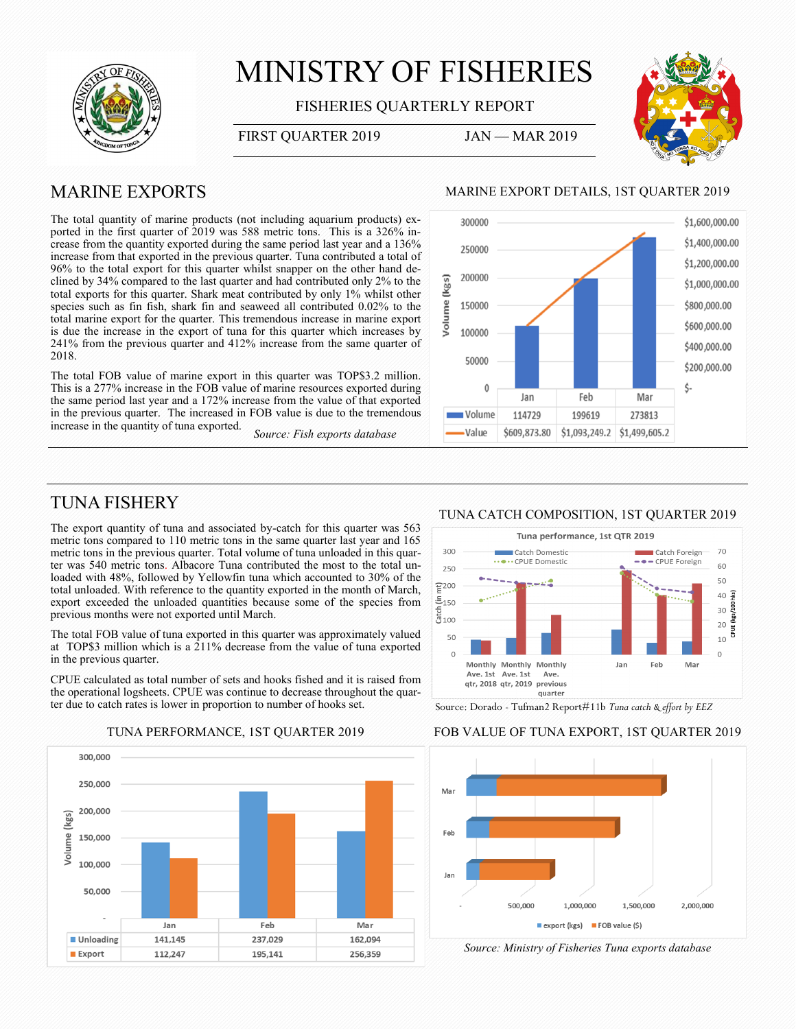# MINISTRY OF FISHERIES

FISHERIES QUARTERLY REPORT

FIRST QUARTER 2019 JAN — MAR 2019

## MARINE EXPORTS

The total quantity of marine products (not including aquarium products) exported in the first quarter of 2019 was 588 metric tons. This is a 326% increase from the quantity exported during the same period last year and a 136% increase from that exported in the previous quarter. Tuna contributed a total of 96% to the total export for this quarter whilst snapper on the other hand declined by 34% compared to the last quarter and had contributed only 2% to the total exports for this quarter. Shark meat contributed by only 1% whilst other species such as fin fish, shark fin and seaweed all contributed 0.02% to the total marine export for the quarter. This tremendous increase in marine export is due the increase in the export of tuna for this quarter which increases by 241% from the previous quarter and 412% increase from the same quarter of 2018.

The total FOB value of marine export in this quarter was TOP$3.2 million. This is a 277% increase in the FOB value of marine resources exported during the same period last year and a 172% increase from the value of that exported in the previous quarter. The increased in FOB value is due to the tremendous increase in the quantity of tuna exported.

*Source: Fish exports database*

### MARINE EXPORT DETAILS, 1ST QUARTER 2019

| | Jan | Feb | Mar |
|---|---|---|---|
| Volume | 114729 | 199619 | 273813 |
| Value | $609,873.80 | $1,093,249.2 | $1,499,605.2 |

## TUNA FISHERY

The export quantity of tuna and associated by-catch for this quarter was 563 metric tons compared to 110 metric tons in the same quarter last year and 165 metric tons in the previous quarter. Total volume of tuna unloaded in this quarter was 540 metric tons. Albacore Tuna contributed the most to the total unloaded with 48%, followed by Yellowfin tuna which accounted to 30% of the total unloaded. With reference to the quantity exported in the month of March, export exceeded the unloaded quantities because some of the species from previous months were not exported until March.

The total FOB value of tuna exported in this quarter was approximately valued at TOP$3 million which is a 211% decrease from the value of tuna exported in the previous quarter.

CPUE calculated as total number of sets and hooks fished and it is raised from the operational logsheets. CPUE was continue to decrease throughout the quarter due to catch rates is lower in proportion to number of hooks set.

### TUNA CATCH COMPOSITION, 1ST QUARTER 2019

Source: Dorado - Tufman2 Report#11b *Tuna catch & effort by EEZ*

### TUNA PERFORMANCE, 1ST QUARTER 2019

| | Jan | Feb | Mar |
|---|---|---|---|
| Unloading | 141,145 | 237,029 | 162,094 |
| Export | 112,247 | 195,141 | 256,359 |

### FOB VALUE OF TUNA EXPORT, 1ST QUARTER 2019

*Source: Ministry of Fisheries Tuna exports database*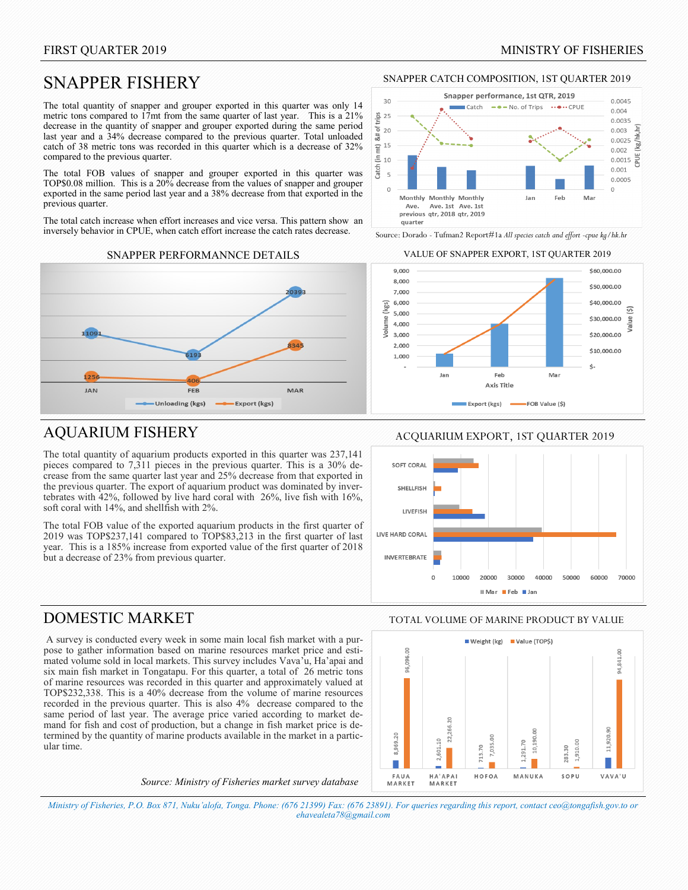# SNAPPER FISHERY

The total quantity of snapper and grouper exported in this quarter was only 14 metric tons compared to 17mt from the same quarter of last year. This is a 21% decrease in the quantity of snapper and grouper exported during the same period last year and a 34% decrease compared to the previous quarter. Total unloaded catch of 38 metric tons was recorded in this quarter which is a decrease of 32% compared to the previous quarter.

The total FOB values of snapper and grouper exported in this quarter was TOP$0.08 million. This is a 20% decrease from the values of snapper and grouper exported in the same period last year and a 38% decrease from that exported in the previous quarter.

The total catch increase when effort increases and vice versa. This pattern show an inversely behavior in CPUE, when catch effort increase the catch rates decrease.

### SNAPPER CATCH COMPOSITION, 1ST QUARTER 2019

Snapper performance, 1st QTR, 2019

Catch — No. of Trips — CPUE

Catch (in mt) &# of trips

CPUE (kg/hk.hr)

30, 25, 20, 15, 10, 5, 0

0.0045, 0.004, 0.0035, 0.003, 0.0025, 0.002, 0.0015, 0.001, 0.0005, 0

Monthly Ave. previous quarter — Monthly Ave. 1st qtr, 2018 — Monthly Ave. 1st qtr, 2019 — Jan — Feb — Mar

Source: Dorado - Tufman2 Report#1a *All species catch and effort -cpue kg/hk.hr*

### SNAPPER PERFORMANNCE DETAILS

11091, 6193, 20393

1256, 406, 8345

JAN — FEB — MAR

Unloading (kgs) — Export (kgs)

### VALUE OF SNAPPER EXPORT, 1ST QUARTER 2019

Volume (kgs)

9,000, 8,000, 7,000, 6,000, 5,000, 4,000, 3,000, 2,000, 1,000, -

Value ($)

$60,000.00, $50,000.00, $40,000.00, $30,000.00, $20,000.00, $10,000.00, $-

Jan — Feb — Mar

Axis Title

Export (kgs) — FOB Value ($)

# AQUARIUM FISHERY

The total quantity of aquarium products exported in this quarter was 237,141 pieces compared to 7,311 pieces in the previous quarter. This is a 30% decrease from the same quarter last year and 25% decrease from that exported in the previous quarter. The export of aquarium product was dominated by invertebrates with 42%, followed by live hard coral with 26%, live fish with 16%, soft coral with 14%, and shellfish with 2%.

The total FOB value of the exported aquarium products in the first quarter of 2019 was TOP$237,141 compared to TOP$83,213 in the first quarter of last year. This is a 185% increase from exported value of the first quarter of 2018 but a decrease of 23% from previous quarter.

### ACQUARIUM EXPORT, 1ST QUARTER 2019

SOFT CORAL, SHELLFISH, LIVEFISH, LIVE HARD CORAL, INVERTEBRATE

0, 10000, 20000, 30000, 40000, 50000, 60000, 70000

Mar — Feb — Jan

# DOMESTIC MARKET

A survey is conducted every week in some main local fish market with a purpose to gather information based on marine resources market price and estimated volume sold in local markets. This survey includes Vava'u, Ha'apai and six main fish market in Tongatapu. For this quarter, a total of 26 metric tons of marine resources was recorded in this quarter and approximately valued at TOP$232,338. This is a 40% decrease from the volume of marine resources recorded in the previous quarter. This is also 4% decrease compared to the same period of last year. The average price varied according to market demand for fish and cost of production, but a change in fish market price is determined by the quantity of marine products available in the market in a particular time.

*Source: Ministry of Fisheries market survey database*

### TOTAL VOLUME OF MARINE PRODUCT BY VALUE

Weight (kg) — Value (TOP$)

FAUA MARKET: 8,969.20 — 96,096.00

HA'APAI MARKET: 2,601.10 — 22,266.20

HOFOA: 713.70 — 7,035.00

MANUKA: 1,291.70 — 10,190.00

SOPU: 283.30 — 1,910.00

VAVA'U: 11,920.90 — 94,841.00

*Ministry of Fisheries, P.O. Box 871, Nuku'alofa, Tonga. Phone: (676 21399) Fax: (676 23891). For queries regarding this report, contact ceo@tongafish.gov.to or ehavealeta78@gmail.com*